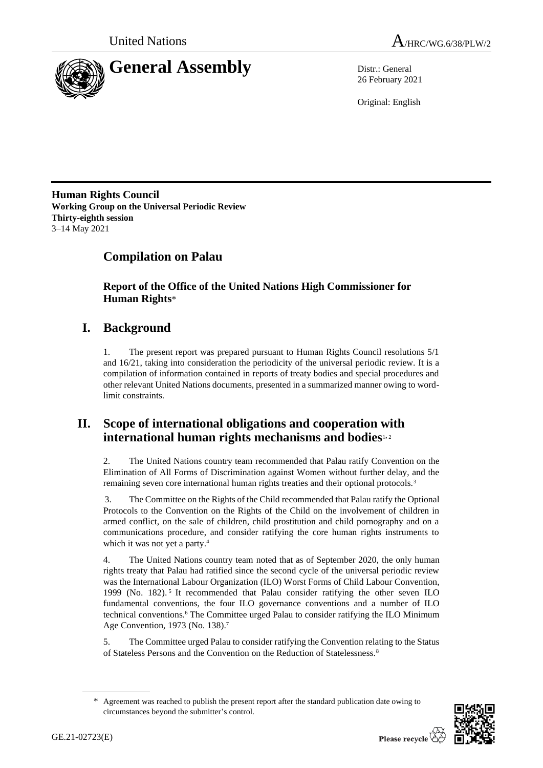United Nations

# General Assembly

A/HRC/WG.6/38/PLW/2

Distr.: General
26 February 2021

Original: English

**Human Rights Council**
**Working Group on the Universal Periodic Review**
**Thirty-eighth session**
3–14 May 2021

## Compilation on Palau

### Report of the Office of the United Nations High Commissioner for Human Rights*

## I. Background

1. The present report was prepared pursuant to Human Rights Council resolutions 5/1 and 16/21, taking into consideration the periodicity of the universal periodic review. It is a compilation of information contained in reports of treaty bodies and special procedures and other relevant United Nations documents, presented in a summarized manner owing to word-limit constraints.

## II. Scope of international obligations and cooperation with international human rights mechanisms and bodies[1, 2]

2. The United Nations country team recommended that Palau ratify Convention on the Elimination of All Forms of Discrimination against Women without further delay, and the remaining seven core international human rights treaties and their optional protocols.[3]

3. The Committee on the Rights of the Child recommended that Palau ratify the Optional Protocols to the Convention on the Rights of the Child on the involvement of children in armed conflict, on the sale of children, child prostitution and child pornography and on a communications procedure, and consider ratifying the core human rights instruments to which it was not yet a party.[4]

4. The United Nations country team noted that as of September 2020, the only human rights treaty that Palau had ratified since the second cycle of the universal periodic review was the International Labour Organization (ILO) Worst Forms of Child Labour Convention, 1999 (No. 182).[5] It recommended that Palau consider ratifying the other seven ILO fundamental conventions, the four ILO governance conventions and a number of ILO technical conventions.[6] The Committee urged Palau to consider ratifying the ILO Minimum Age Convention, 1973 (No. 138).[7]

5. The Committee urged Palau to consider ratifying the Convention relating to the Status of Stateless Persons and the Convention on the Reduction of Statelessness.[8]

\* Agreement was reached to publish the present report after the standard publication date owing to circumstances beyond the submitter's control.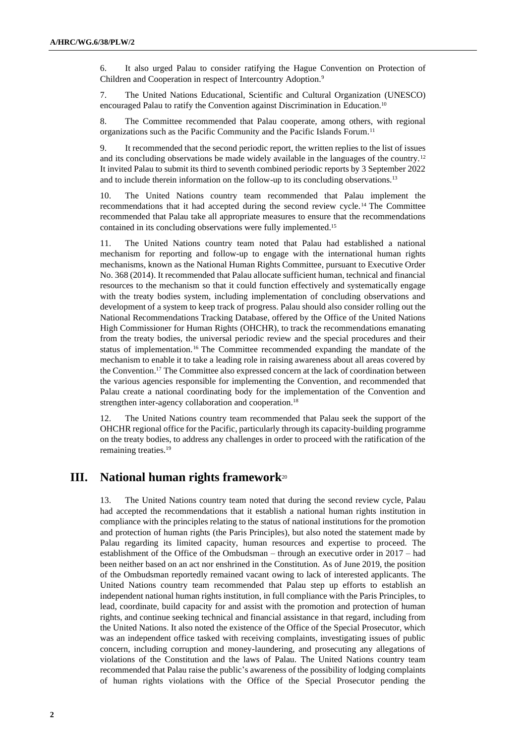6. It also urged Palau to consider ratifying the Hague Convention on Protection of Children and Cooperation in respect of Intercountry Adoption.[9]

7. The United Nations Educational, Scientific and Cultural Organization (UNESCO) encouraged Palau to ratify the Convention against Discrimination in Education.[10]

8. The Committee recommended that Palau cooperate, among others, with regional organizations such as the Pacific Community and the Pacific Islands Forum.[11]

9. It recommended that the second periodic report, the written replies to the list of issues and its concluding observations be made widely available in the languages of the country.[12] It invited Palau to submit its third to seventh combined periodic reports by 3 September 2022 and to include therein information on the follow-up to its concluding observations.[13]

10. The United Nations country team recommended that Palau implement the recommendations that it had accepted during the second review cycle.[14] The Committee recommended that Palau take all appropriate measures to ensure that the recommendations contained in its concluding observations were fully implemented.[15]

11. The United Nations country team noted that Palau had established a national mechanism for reporting and follow-up to engage with the international human rights mechanisms, known as the National Human Rights Committee, pursuant to Executive Order No. 368 (2014). It recommended that Palau allocate sufficient human, technical and financial resources to the mechanism so that it could function effectively and systematically engage with the treaty bodies system, including implementation of concluding observations and development of a system to keep track of progress. Palau should also consider rolling out the National Recommendations Tracking Database, offered by the Office of the United Nations High Commissioner for Human Rights (OHCHR), to track the recommendations emanating from the treaty bodies, the universal periodic review and the special procedures and their status of implementation.[16] The Committee recommended expanding the mandate of the mechanism to enable it to take a leading role in raising awareness about all areas covered by the Convention.[17] The Committee also expressed concern at the lack of coordination between the various agencies responsible for implementing the Convention, and recommended that Palau create a national coordinating body for the implementation of the Convention and strengthen inter-agency collaboration and cooperation.[18]

12. The United Nations country team recommended that Palau seek the support of the OHCHR regional office for the Pacific, particularly through its capacity-building programme on the treaty bodies, to address any challenges in order to proceed with the ratification of the remaining treaties.[19]

## III. National human rights framework[20]

13. The United Nations country team noted that during the second review cycle, Palau had accepted the recommendations that it establish a national human rights institution in compliance with the principles relating to the status of national institutions for the promotion and protection of human rights (the Paris Principles), but also noted the statement made by Palau regarding its limited capacity, human resources and expertise to proceed. The establishment of the Office of the Ombudsman – through an executive order in 2017 – had been neither based on an act nor enshrined in the Constitution. As of June 2019, the position of the Ombudsman reportedly remained vacant owing to lack of interested applicants. The United Nations country team recommended that Palau step up efforts to establish an independent national human rights institution, in full compliance with the Paris Principles, to lead, coordinate, build capacity for and assist with the promotion and protection of human rights, and continue seeking technical and financial assistance in that regard, including from the United Nations. It also noted the existence of the Office of the Special Prosecutor, which was an independent office tasked with receiving complaints, investigating issues of public concern, including corruption and money-laundering, and prosecuting any allegations of violations of the Constitution and the laws of Palau. The United Nations country team recommended that Palau raise the public's awareness of the possibility of lodging complaints of human rights violations with the Office of the Special Prosecutor pending the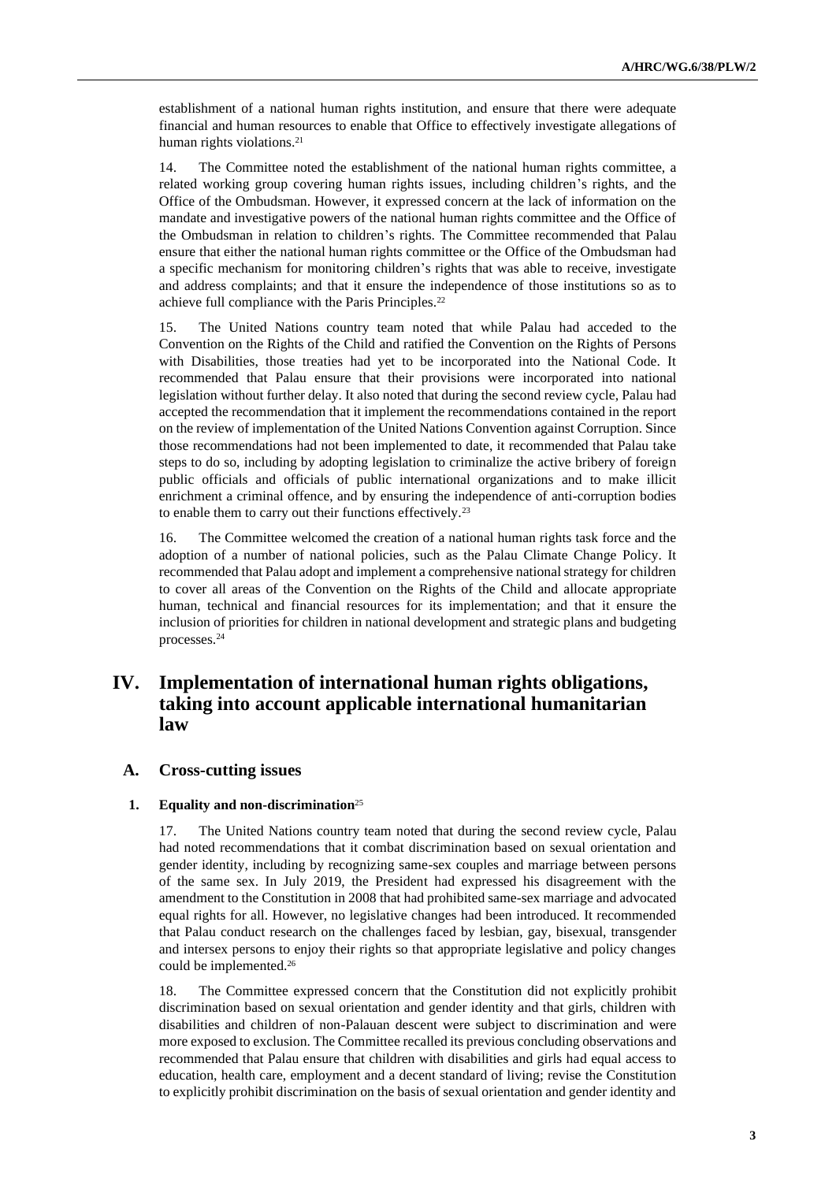establishment of a national human rights institution, and ensure that there were adequate financial and human resources to enable that Office to effectively investigate allegations of human rights violations.[21]

14. The Committee noted the establishment of the national human rights committee, a related working group covering human rights issues, including children's rights, and the Office of the Ombudsman. However, it expressed concern at the lack of information on the mandate and investigative powers of the national human rights committee and the Office of the Ombudsman in relation to children's rights. The Committee recommended that Palau ensure that either the national human rights committee or the Office of the Ombudsman had a specific mechanism for monitoring children's rights that was able to receive, investigate and address complaints; and that it ensure the independence of those institutions so as to achieve full compliance with the Paris Principles.[22]

15. The United Nations country team noted that while Palau had acceded to the Convention on the Rights of the Child and ratified the Convention on the Rights of Persons with Disabilities, those treaties had yet to be incorporated into the National Code. It recommended that Palau ensure that their provisions were incorporated into national legislation without further delay. It also noted that during the second review cycle, Palau had accepted the recommendation that it implement the recommendations contained in the report on the review of implementation of the United Nations Convention against Corruption. Since those recommendations had not been implemented to date, it recommended that Palau take steps to do so, including by adopting legislation to criminalize the active bribery of foreign public officials and officials of public international organizations and to make illicit enrichment a criminal offence, and by ensuring the independence of anti-corruption bodies to enable them to carry out their functions effectively.[23]

16. The Committee welcomed the creation of a national human rights task force and the adoption of a number of national policies, such as the Palau Climate Change Policy. It recommended that Palau adopt and implement a comprehensive national strategy for children to cover all areas of the Convention on the Rights of the Child and allocate appropriate human, technical and financial resources for its implementation; and that it ensure the inclusion of priorities for children in national development and strategic plans and budgeting processes.[24]

# IV. Implementation of international human rights obligations, taking into account applicable international humanitarian law

## A. Cross-cutting issues

### 1. Equality and non-discrimination[25]

17. The United Nations country team noted that during the second review cycle, Palau had noted recommendations that it combat discrimination based on sexual orientation and gender identity, including by recognizing same-sex couples and marriage between persons of the same sex. In July 2019, the President had expressed his disagreement with the amendment to the Constitution in 2008 that had prohibited same-sex marriage and advocated equal rights for all. However, no legislative changes had been introduced. It recommended that Palau conduct research on the challenges faced by lesbian, gay, bisexual, transgender and intersex persons to enjoy their rights so that appropriate legislative and policy changes could be implemented.[26]

18. The Committee expressed concern that the Constitution did not explicitly prohibit discrimination based on sexual orientation and gender identity and that girls, children with disabilities and children of non-Palauan descent were subject to discrimination and were more exposed to exclusion. The Committee recalled its previous concluding observations and recommended that Palau ensure that children with disabilities and girls had equal access to education, health care, employment and a decent standard of living; revise the Constitution to explicitly prohibit discrimination on the basis of sexual orientation and gender identity and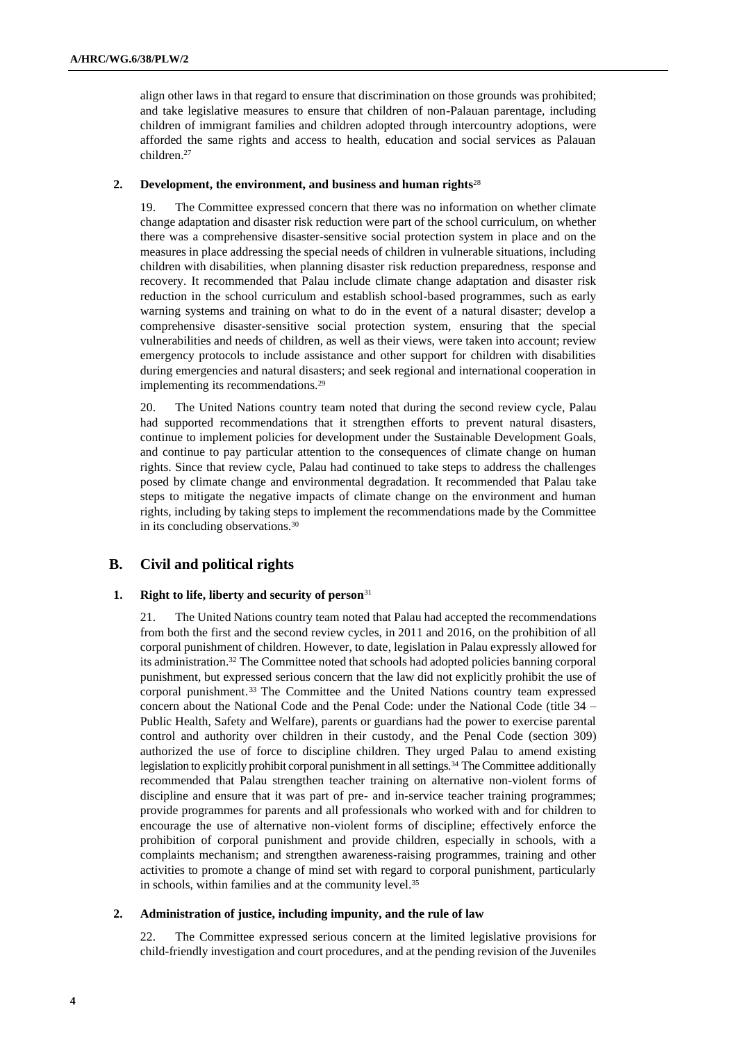align other laws in that regard to ensure that discrimination on those grounds was prohibited; and take legislative measures to ensure that children of non-Palauan parentage, including children of immigrant families and children adopted through intercountry adoptions, were afforded the same rights and access to health, education and social services as Palauan children.[27]

### 2. Development, the environment, and business and human rights[28]

19. The Committee expressed concern that there was no information on whether climate change adaptation and disaster risk reduction were part of the school curriculum, on whether there was a comprehensive disaster-sensitive social protection system in place and on the measures in place addressing the special needs of children in vulnerable situations, including children with disabilities, when planning disaster risk reduction preparedness, response and recovery. It recommended that Palau include climate change adaptation and disaster risk reduction in the school curriculum and establish school-based programmes, such as early warning systems and training on what to do in the event of a natural disaster; develop a comprehensive disaster-sensitive social protection system, ensuring that the special vulnerabilities and needs of children, as well as their views, were taken into account; review emergency protocols to include assistance and other support for children with disabilities during emergencies and natural disasters; and seek regional and international cooperation in implementing its recommendations.[29]

20. The United Nations country team noted that during the second review cycle, Palau had supported recommendations that it strengthen efforts to prevent natural disasters, continue to implement policies for development under the Sustainable Development Goals, and continue to pay particular attention to the consequences of climate change on human rights. Since that review cycle, Palau had continued to take steps to address the challenges posed by climate change and environmental degradation. It recommended that Palau take steps to mitigate the negative impacts of climate change on the environment and human rights, including by taking steps to implement the recommendations made by the Committee in its concluding observations.[30]

## B. Civil and political rights

### 1. Right to life, liberty and security of person[31]

21. The United Nations country team noted that Palau had accepted the recommendations from both the first and the second review cycles, in 2011 and 2016, on the prohibition of all corporal punishment of children. However, to date, legislation in Palau expressly allowed for its administration.[32] The Committee noted that schools had adopted policies banning corporal punishment, but expressed serious concern that the law did not explicitly prohibit the use of corporal punishment.[33] The Committee and the United Nations country team expressed concern about the National Code and the Penal Code: under the National Code (title 34 – Public Health, Safety and Welfare), parents or guardians had the power to exercise parental control and authority over children in their custody, and the Penal Code (section 309) authorized the use of force to discipline children. They urged Palau to amend existing legislation to explicitly prohibit corporal punishment in all settings.[34] The Committee additionally recommended that Palau strengthen teacher training on alternative non-violent forms of discipline and ensure that it was part of pre- and in-service teacher training programmes; provide programmes for parents and all professionals who worked with and for children to encourage the use of alternative non-violent forms of discipline; effectively enforce the prohibition of corporal punishment and provide children, especially in schools, with a complaints mechanism; and strengthen awareness-raising programmes, training and other activities to promote a change of mind set with regard to corporal punishment, particularly in schools, within families and at the community level.[35]

### 2. Administration of justice, including impunity, and the rule of law

22. The Committee expressed serious concern at the limited legislative provisions for child-friendly investigation and court procedures, and at the pending revision of the Juveniles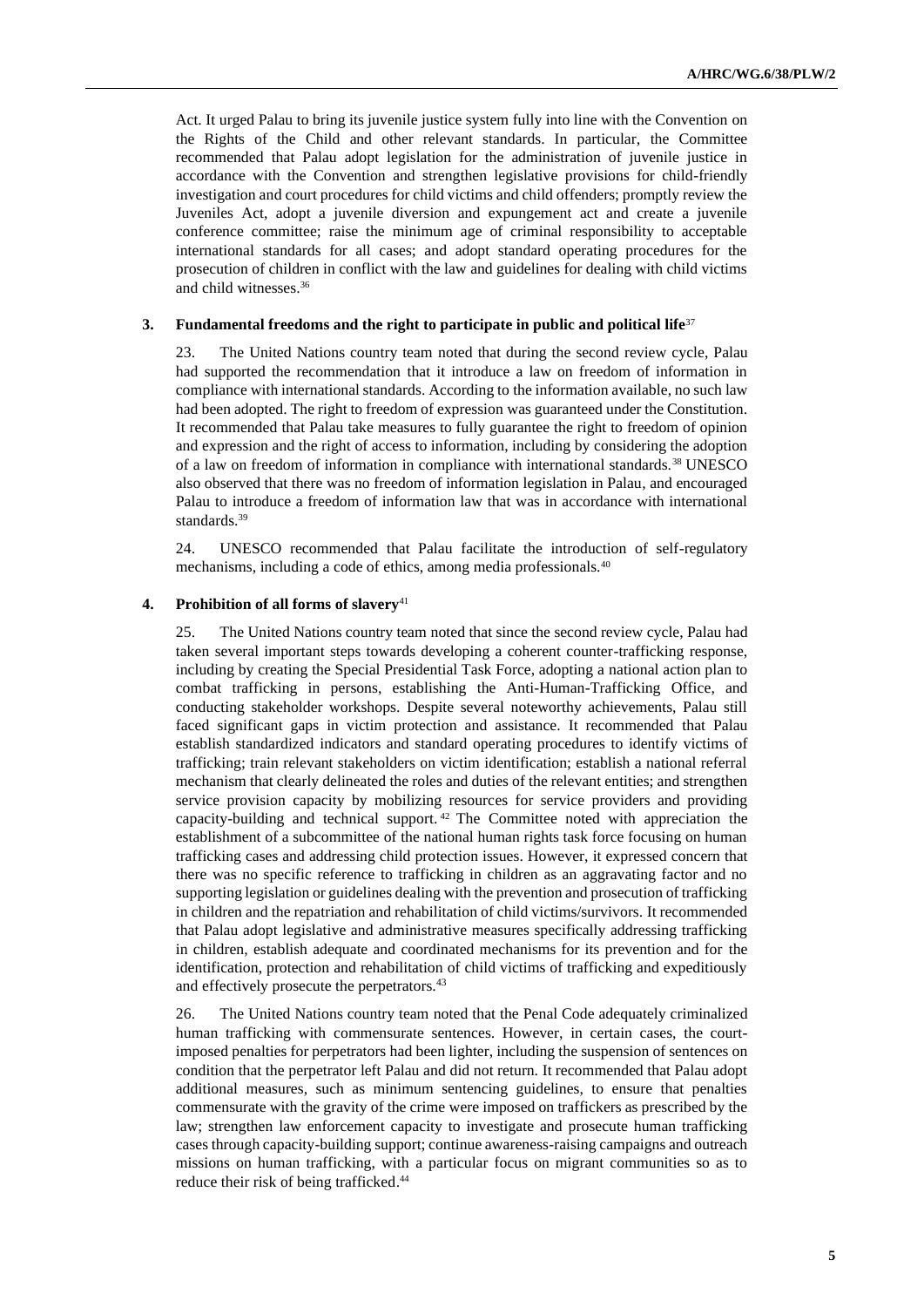Act. It urged Palau to bring its juvenile justice system fully into line with the Convention on the Rights of the Child and other relevant standards. In particular, the Committee recommended that Palau adopt legislation for the administration of juvenile justice in accordance with the Convention and strengthen legislative provisions for child-friendly investigation and court procedures for child victims and child offenders; promptly review the Juveniles Act, adopt a juvenile diversion and expungement act and create a juvenile conference committee; raise the minimum age of criminal responsibility to acceptable international standards for all cases; and adopt standard operating procedures for the prosecution of children in conflict with the law and guidelines for dealing with child victims and child witnesses.[36]

### 3. Fundamental freedoms and the right to participate in public and political life[37]

23. The United Nations country team noted that during the second review cycle, Palau had supported the recommendation that it introduce a law on freedom of information in compliance with international standards. According to the information available, no such law had been adopted. The right to freedom of expression was guaranteed under the Constitution. It recommended that Palau take measures to fully guarantee the right to freedom of opinion and expression and the right of access to information, including by considering the adoption of a law on freedom of information in compliance with international standards.[38] UNESCO also observed that there was no freedom of information legislation in Palau, and encouraged Palau to introduce a freedom of information law that was in accordance with international standards.[39]

24. UNESCO recommended that Palau facilitate the introduction of self-regulatory mechanisms, including a code of ethics, among media professionals.[40]

### 4. Prohibition of all forms of slavery[41]

25. The United Nations country team noted that since the second review cycle, Palau had taken several important steps towards developing a coherent counter-trafficking response, including by creating the Special Presidential Task Force, adopting a national action plan to combat trafficking in persons, establishing the Anti-Human-Trafficking Office, and conducting stakeholder workshops. Despite several noteworthy achievements, Palau still faced significant gaps in victim protection and assistance. It recommended that Palau establish standardized indicators and standard operating procedures to identify victims of trafficking; train relevant stakeholders on victim identification; establish a national referral mechanism that clearly delineated the roles and duties of the relevant entities; and strengthen service provision capacity by mobilizing resources for service providers and providing capacity-building and technical support.[42] The Committee noted with appreciation the establishment of a subcommittee of the national human rights task force focusing on human trafficking cases and addressing child protection issues. However, it expressed concern that there was no specific reference to trafficking in children as an aggravating factor and no supporting legislation or guidelines dealing with the prevention and prosecution of trafficking in children and the repatriation and rehabilitation of child victims/survivors. It recommended that Palau adopt legislative and administrative measures specifically addressing trafficking in children, establish adequate and coordinated mechanisms for its prevention and for the identification, protection and rehabilitation of child victims of trafficking and expeditiously and effectively prosecute the perpetrators.[43]

26. The United Nations country team noted that the Penal Code adequately criminalized human trafficking with commensurate sentences. However, in certain cases, the court-imposed penalties for perpetrators had been lighter, including the suspension of sentences on condition that the perpetrator left Palau and did not return. It recommended that Palau adopt additional measures, such as minimum sentencing guidelines, to ensure that penalties commensurate with the gravity of the crime were imposed on traffickers as prescribed by the law; strengthen law enforcement capacity to investigate and prosecute human trafficking cases through capacity-building support; continue awareness-raising campaigns and outreach missions on human trafficking, with a particular focus on migrant communities so as to reduce their risk of being trafficked.[44]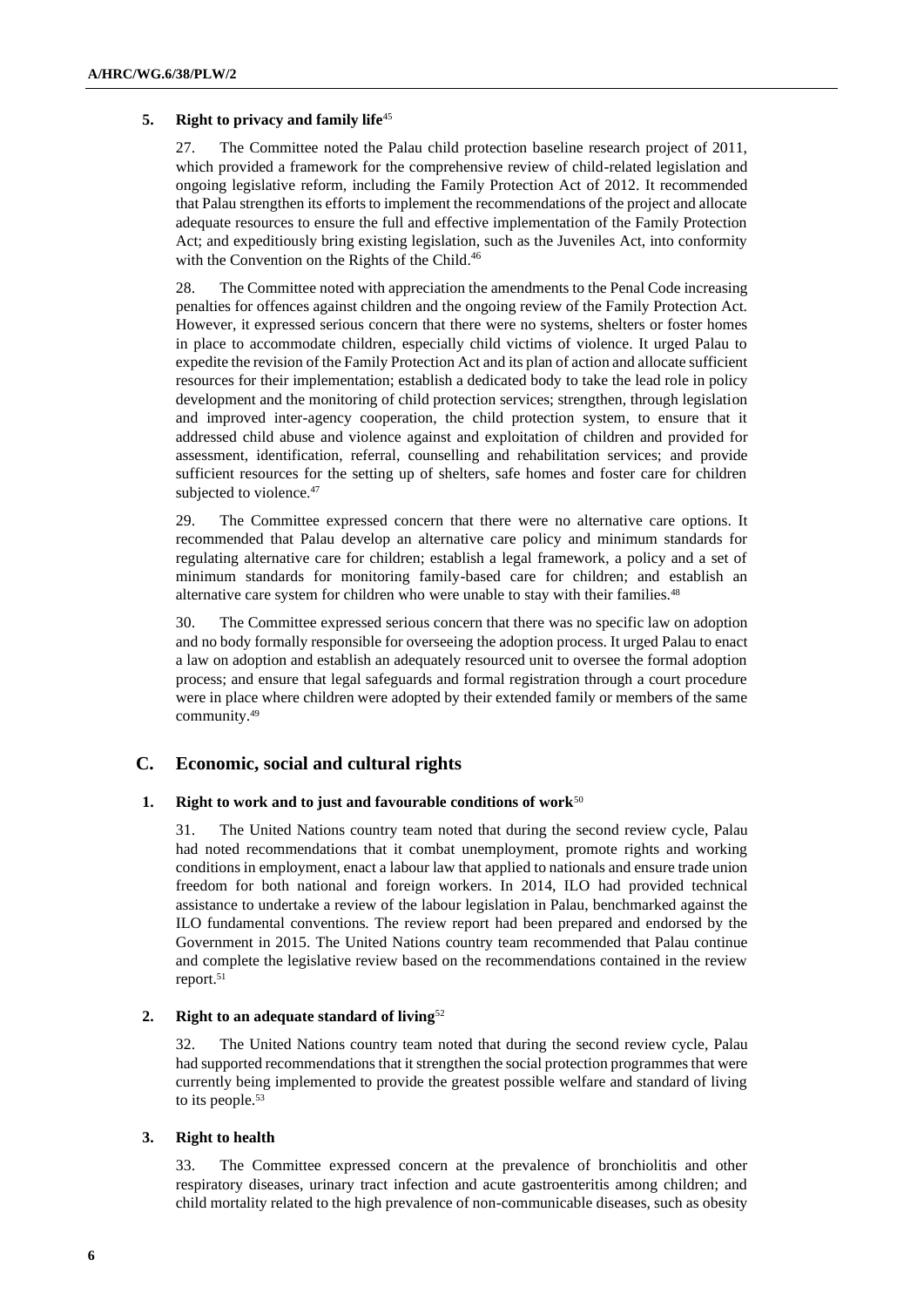### 5. Right to privacy and family life[45]

27. The Committee noted the Palau child protection baseline research project of 2011, which provided a framework for the comprehensive review of child-related legislation and ongoing legislative reform, including the Family Protection Act of 2012. It recommended that Palau strengthen its efforts to implement the recommendations of the project and allocate adequate resources to ensure the full and effective implementation of the Family Protection Act; and expeditiously bring existing legislation, such as the Juveniles Act, into conformity with the Convention on the Rights of the Child.[46]

28. The Committee noted with appreciation the amendments to the Penal Code increasing penalties for offences against children and the ongoing review of the Family Protection Act. However, it expressed serious concern that there were no systems, shelters or foster homes in place to accommodate children, especially child victims of violence. It urged Palau to expedite the revision of the Family Protection Act and its plan of action and allocate sufficient resources for their implementation; establish a dedicated body to take the lead role in policy development and the monitoring of child protection services; strengthen, through legislation and improved inter-agency cooperation, the child protection system, to ensure that it addressed child abuse and violence against and exploitation of children and provided for assessment, identification, referral, counselling and rehabilitation services; and provide sufficient resources for the setting up of shelters, safe homes and foster care for children subjected to violence.[47]

29. The Committee expressed concern that there were no alternative care options. It recommended that Palau develop an alternative care policy and minimum standards for regulating alternative care for children; establish a legal framework, a policy and a set of minimum standards for monitoring family-based care for children; and establish an alternative care system for children who were unable to stay with their families.[48]

30. The Committee expressed serious concern that there was no specific law on adoption and no body formally responsible for overseeing the adoption process. It urged Palau to enact a law on adoption and establish an adequately resourced unit to oversee the formal adoption process; and ensure that legal safeguards and formal registration through a court procedure were in place where children were adopted by their extended family or members of the same community.[49]

## C. Economic, social and cultural rights

### 1. Right to work and to just and favourable conditions of work[50]

31. The United Nations country team noted that during the second review cycle, Palau had noted recommendations that it combat unemployment, promote rights and working conditions in employment, enact a labour law that applied to nationals and ensure trade union freedom for both national and foreign workers. In 2014, ILO had provided technical assistance to undertake a review of the labour legislation in Palau, benchmarked against the ILO fundamental conventions. The review report had been prepared and endorsed by the Government in 2015. The United Nations country team recommended that Palau continue and complete the legislative review based on the recommendations contained in the review report.[51]

### 2. Right to an adequate standard of living[52]

32. The United Nations country team noted that during the second review cycle, Palau had supported recommendations that it strengthen the social protection programmes that were currently being implemented to provide the greatest possible welfare and standard of living to its people.[53]

### 3. Right to health

33. The Committee expressed concern at the prevalence of bronchiolitis and other respiratory diseases, urinary tract infection and acute gastroenteritis among children; and child mortality related to the high prevalence of non-communicable diseases, such as obesity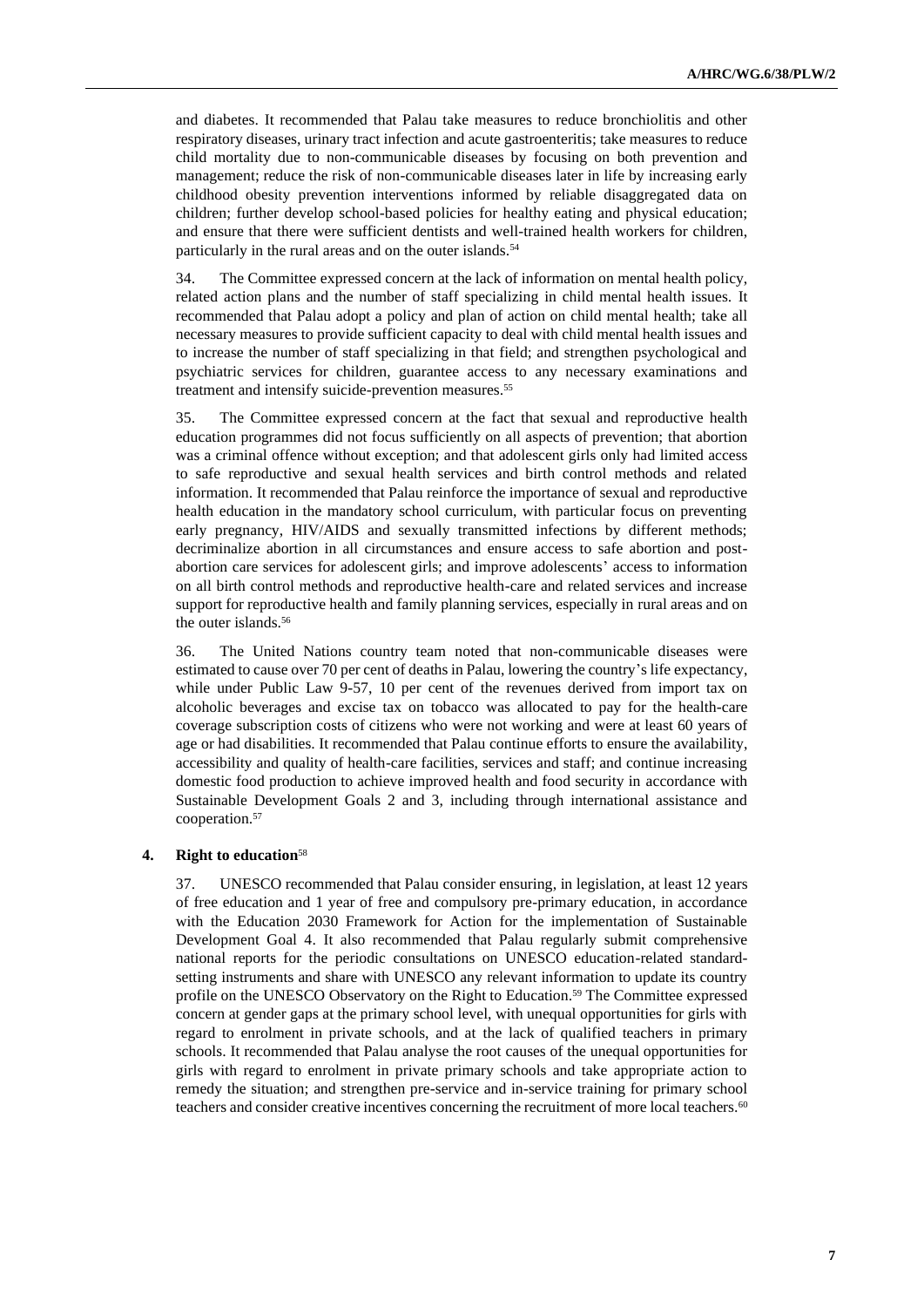and diabetes. It recommended that Palau take measures to reduce bronchiolitis and other respiratory diseases, urinary tract infection and acute gastroenteritis; take measures to reduce child mortality due to non-communicable diseases by focusing on both prevention and management; reduce the risk of non-communicable diseases later in life by increasing early childhood obesity prevention interventions informed by reliable disaggregated data on children; further develop school-based policies for healthy eating and physical education; and ensure that there were sufficient dentists and well-trained health workers for children, particularly in the rural areas and on the outer islands.[54]

34. The Committee expressed concern at the lack of information on mental health policy, related action plans and the number of staff specializing in child mental health issues. It recommended that Palau adopt a policy and plan of action on child mental health; take all necessary measures to provide sufficient capacity to deal with child mental health issues and to increase the number of staff specializing in that field; and strengthen psychological and psychiatric services for children, guarantee access to any necessary examinations and treatment and intensify suicide-prevention measures.[55]

35. The Committee expressed concern at the fact that sexual and reproductive health education programmes did not focus sufficiently on all aspects of prevention; that abortion was a criminal offence without exception; and that adolescent girls only had limited access to safe reproductive and sexual health services and birth control methods and related information. It recommended that Palau reinforce the importance of sexual and reproductive health education in the mandatory school curriculum, with particular focus on preventing early pregnancy, HIV/AIDS and sexually transmitted infections by different methods; decriminalize abortion in all circumstances and ensure access to safe abortion and post-abortion care services for adolescent girls; and improve adolescents' access to information on all birth control methods and reproductive health-care and related services and increase support for reproductive health and family planning services, especially in rural areas and on the outer islands.[56]

36. The United Nations country team noted that non-communicable diseases were estimated to cause over 70 per cent of deaths in Palau, lowering the country's life expectancy, while under Public Law 9-57, 10 per cent of the revenues derived from import tax on alcoholic beverages and excise tax on tobacco was allocated to pay for the health-care coverage subscription costs of citizens who were not working and were at least 60 years of age or had disabilities. It recommended that Palau continue efforts to ensure the availability, accessibility and quality of health-care facilities, services and staff; and continue increasing domestic food production to achieve improved health and food security in accordance with Sustainable Development Goals 2 and 3, including through international assistance and cooperation.[57]

### 4. Right to education[58]

37. UNESCO recommended that Palau consider ensuring, in legislation, at least 12 years of free education and 1 year of free and compulsory pre-primary education, in accordance with the Education 2030 Framework for Action for the implementation of Sustainable Development Goal 4. It also recommended that Palau regularly submit comprehensive national reports for the periodic consultations on UNESCO education-related standard-setting instruments and share with UNESCO any relevant information to update its country profile on the UNESCO Observatory on the Right to Education.[59] The Committee expressed concern at gender gaps at the primary school level, with unequal opportunities for girls with regard to enrolment in private schools, and at the lack of qualified teachers in primary schools. It recommended that Palau analyse the root causes of the unequal opportunities for girls with regard to enrolment in private primary schools and take appropriate action to remedy the situation; and strengthen pre-service and in-service training for primary school teachers and consider creative incentives concerning the recruitment of more local teachers.[60]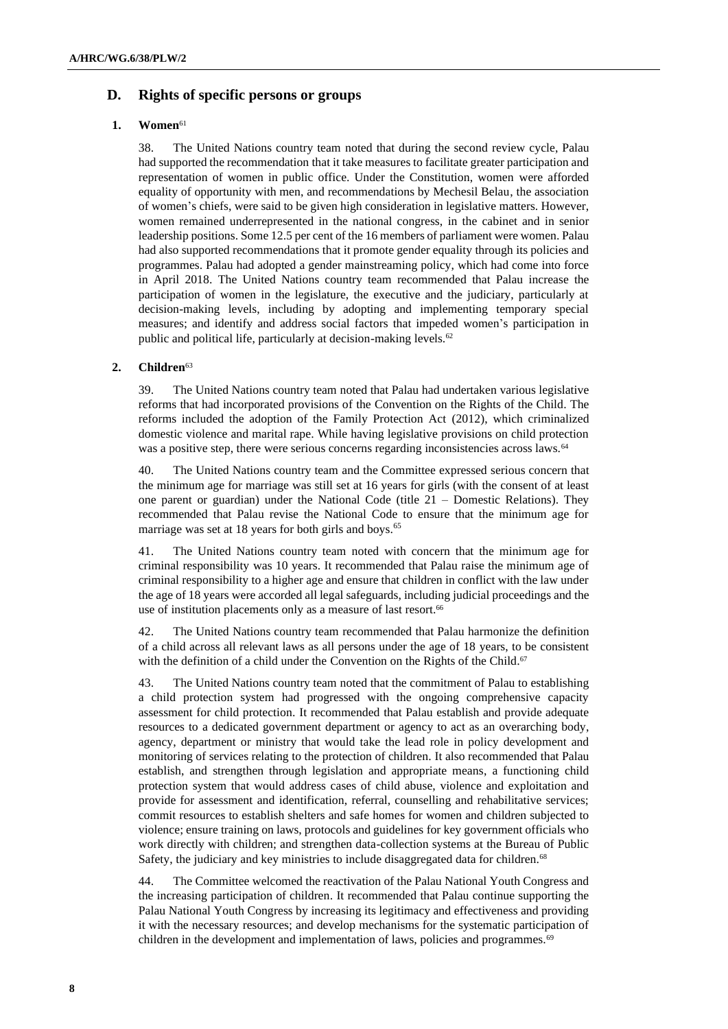## D. Rights of specific persons or groups

### 1. Women[61]

38. The United Nations country team noted that during the second review cycle, Palau had supported the recommendation that it take measures to facilitate greater participation and representation of women in public office. Under the Constitution, women were afforded equality of opportunity with men, and recommendations by Mechesil Belau, the association of women's chiefs, were said to be given high consideration in legislative matters. However, women remained underrepresented in the national congress, in the cabinet and in senior leadership positions. Some 12.5 per cent of the 16 members of parliament were women. Palau had also supported recommendations that it promote gender equality through its policies and programmes. Palau had adopted a gender mainstreaming policy, which had come into force in April 2018. The United Nations country team recommended that Palau increase the participation of women in the legislature, the executive and the judiciary, particularly at decision-making levels, including by adopting and implementing temporary special measures; and identify and address social factors that impeded women's participation in public and political life, particularly at decision-making levels.[62]

### 2. Children[63]

39. The United Nations country team noted that Palau had undertaken various legislative reforms that had incorporated provisions of the Convention on the Rights of the Child. The reforms included the adoption of the Family Protection Act (2012), which criminalized domestic violence and marital rape. While having legislative provisions on child protection was a positive step, there were serious concerns regarding inconsistencies across laws.[64]

40. The United Nations country team and the Committee expressed serious concern that the minimum age for marriage was still set at 16 years for girls (with the consent of at least one parent or guardian) under the National Code (title 21 – Domestic Relations). They recommended that Palau revise the National Code to ensure that the minimum age for marriage was set at 18 years for both girls and boys.[65]

41. The United Nations country team noted with concern that the minimum age for criminal responsibility was 10 years. It recommended that Palau raise the minimum age of criminal responsibility to a higher age and ensure that children in conflict with the law under the age of 18 years were accorded all legal safeguards, including judicial proceedings and the use of institution placements only as a measure of last resort.[66]

42. The United Nations country team recommended that Palau harmonize the definition of a child across all relevant laws as all persons under the age of 18 years, to be consistent with the definition of a child under the Convention on the Rights of the Child.[67]

43. The United Nations country team noted that the commitment of Palau to establishing a child protection system had progressed with the ongoing comprehensive capacity assessment for child protection. It recommended that Palau establish and provide adequate resources to a dedicated government department or agency to act as an overarching body, agency, department or ministry that would take the lead role in policy development and monitoring of services relating to the protection of children. It also recommended that Palau establish, and strengthen through legislation and appropriate means, a functioning child protection system that would address cases of child abuse, violence and exploitation and provide for assessment and identification, referral, counselling and rehabilitative services; commit resources to establish shelters and safe homes for women and children subjected to violence; ensure training on laws, protocols and guidelines for key government officials who work directly with children; and strengthen data-collection systems at the Bureau of Public Safety, the judiciary and key ministries to include disaggregated data for children.[68]

44. The Committee welcomed the reactivation of the Palau National Youth Congress and the increasing participation of children. It recommended that Palau continue supporting the Palau National Youth Congress by increasing its legitimacy and effectiveness and providing it with the necessary resources; and develop mechanisms for the systematic participation of children in the development and implementation of laws, policies and programmes.[69]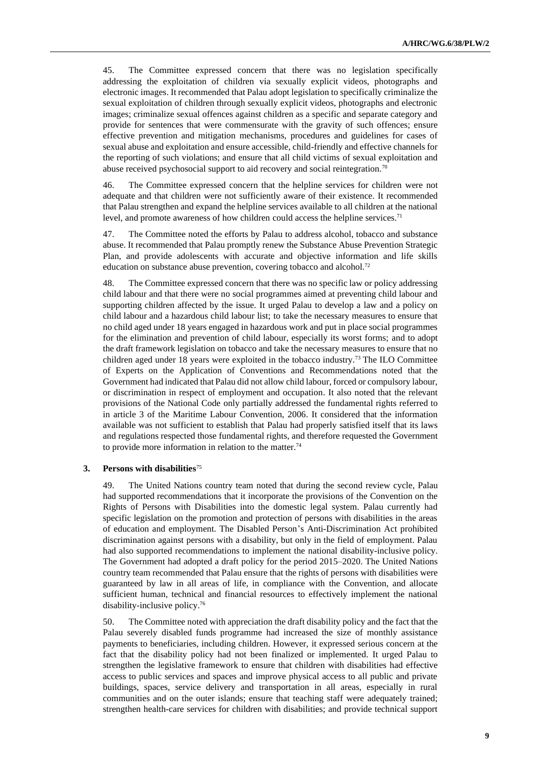45. The Committee expressed concern that there was no legislation specifically addressing the exploitation of children via sexually explicit videos, photographs and electronic images. It recommended that Palau adopt legislation to specifically criminalize the sexual exploitation of children through sexually explicit videos, photographs and electronic images; criminalize sexual offences against children as a specific and separate category and provide for sentences that were commensurate with the gravity of such offences; ensure effective prevention and mitigation mechanisms, procedures and guidelines for cases of sexual abuse and exploitation and ensure accessible, child-friendly and effective channels for the reporting of such violations; and ensure that all child victims of sexual exploitation and abuse received psychosocial support to aid recovery and social reintegration.[70]

46. The Committee expressed concern that the helpline services for children were not adequate and that children were not sufficiently aware of their existence. It recommended that Palau strengthen and expand the helpline services available to all children at the national level, and promote awareness of how children could access the helpline services.[71]

47. The Committee noted the efforts by Palau to address alcohol, tobacco and substance abuse. It recommended that Palau promptly renew the Substance Abuse Prevention Strategic Plan, and provide adolescents with accurate and objective information and life skills education on substance abuse prevention, covering tobacco and alcohol.[72]

48. The Committee expressed concern that there was no specific law or policy addressing child labour and that there were no social programmes aimed at preventing child labour and supporting children affected by the issue. It urged Palau to develop a law and a policy on child labour and a hazardous child labour list; to take the necessary measures to ensure that no child aged under 18 years engaged in hazardous work and put in place social programmes for the elimination and prevention of child labour, especially its worst forms; and to adopt the draft framework legislation on tobacco and take the necessary measures to ensure that no children aged under 18 years were exploited in the tobacco industry.[73] The ILO Committee of Experts on the Application of Conventions and Recommendations noted that the Government had indicated that Palau did not allow child labour, forced or compulsory labour, or discrimination in respect of employment and occupation. It also noted that the relevant provisions of the National Code only partially addressed the fundamental rights referred to in article 3 of the Maritime Labour Convention, 2006. It considered that the information available was not sufficient to establish that Palau had properly satisfied itself that its laws and regulations respected those fundamental rights, and therefore requested the Government to provide more information in relation to the matter.[74]

### 3. Persons with disabilities[75]

49. The United Nations country team noted that during the second review cycle, Palau had supported recommendations that it incorporate the provisions of the Convention on the Rights of Persons with Disabilities into the domestic legal system. Palau currently had specific legislation on the promotion and protection of persons with disabilities in the areas of education and employment. The Disabled Person's Anti-Discrimination Act prohibited discrimination against persons with a disability, but only in the field of employment. Palau had also supported recommendations to implement the national disability-inclusive policy. The Government had adopted a draft policy for the period 2015–2020. The United Nations country team recommended that Palau ensure that the rights of persons with disabilities were guaranteed by law in all areas of life, in compliance with the Convention, and allocate sufficient human, technical and financial resources to effectively implement the national disability-inclusive policy.[76]

50. The Committee noted with appreciation the draft disability policy and the fact that the Palau severely disabled funds programme had increased the size of monthly assistance payments to beneficiaries, including children. However, it expressed serious concern at the fact that the disability policy had not been finalized or implemented. It urged Palau to strengthen the legislative framework to ensure that children with disabilities had effective access to public services and spaces and improve physical access to all public and private buildings, spaces, service delivery and transportation in all areas, especially in rural communities and on the outer islands; ensure that teaching staff were adequately trained; strengthen health-care services for children with disabilities; and provide technical support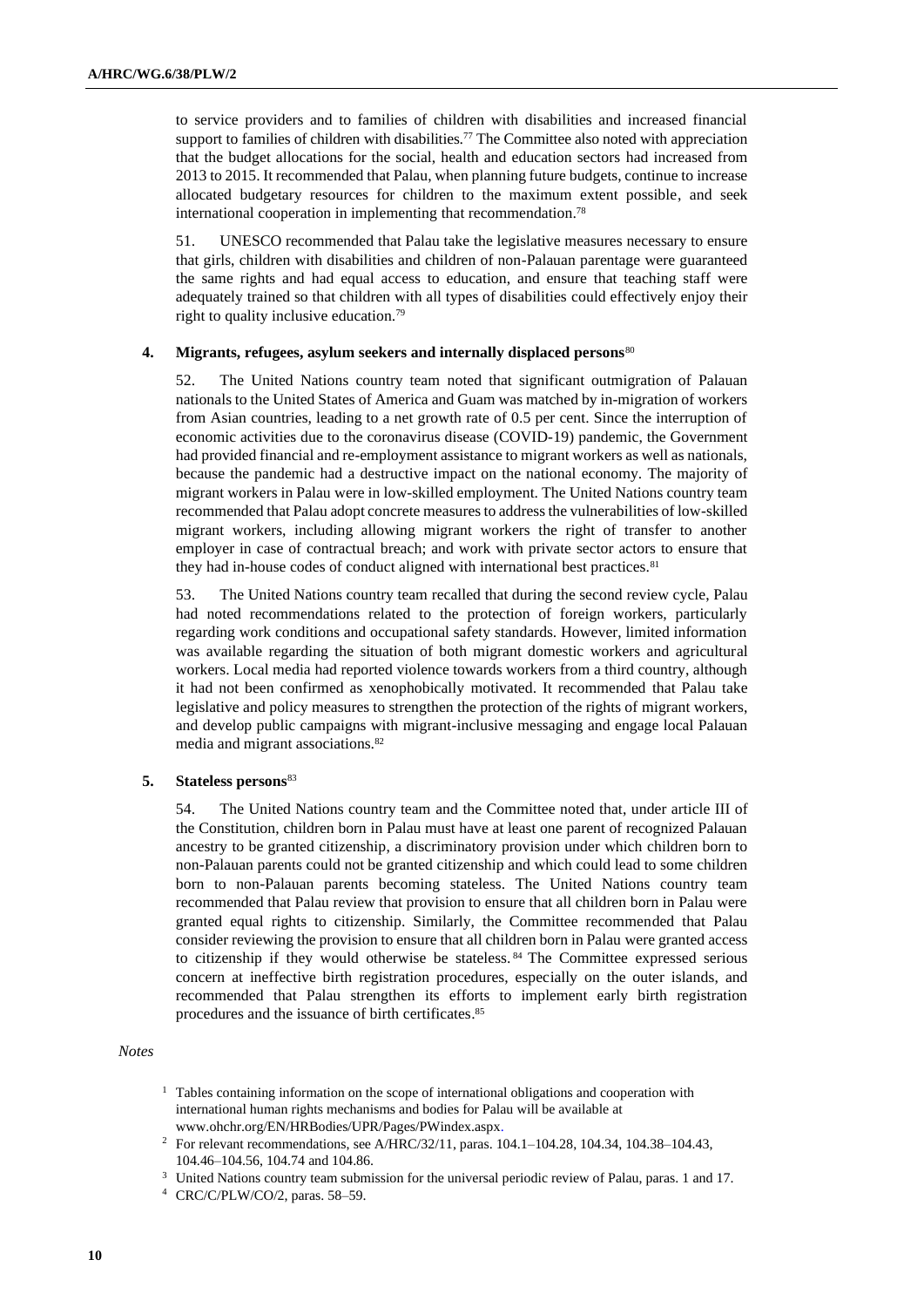to service providers and to families of children with disabilities and increased financial support to families of children with disabilities.[77] The Committee also noted with appreciation that the budget allocations for the social, health and education sectors had increased from 2013 to 2015. It recommended that Palau, when planning future budgets, continue to increase allocated budgetary resources for children to the maximum extent possible, and seek international cooperation in implementing that recommendation.[78]

51. UNESCO recommended that Palau take the legislative measures necessary to ensure that girls, children with disabilities and children of non-Palauan parentage were guaranteed the same rights and had equal access to education, and ensure that teaching staff were adequately trained so that children with all types of disabilities could effectively enjoy their right to quality inclusive education.[79]

### 4. Migrants, refugees, asylum seekers and internally displaced persons[80]

52. The United Nations country team noted that significant outmigration of Palauan nationals to the United States of America and Guam was matched by in-migration of workers from Asian countries, leading to a net growth rate of 0.5 per cent. Since the interruption of economic activities due to the coronavirus disease (COVID-19) pandemic, the Government had provided financial and re-employment assistance to migrant workers as well as nationals, because the pandemic had a destructive impact on the national economy. The majority of migrant workers in Palau were in low-skilled employment. The United Nations country team recommended that Palau adopt concrete measures to address the vulnerabilities of low-skilled migrant workers, including allowing migrant workers the right of transfer to another employer in case of contractual breach; and work with private sector actors to ensure that they had in-house codes of conduct aligned with international best practices.[81]

53. The United Nations country team recalled that during the second review cycle, Palau had noted recommendations related to the protection of foreign workers, particularly regarding work conditions and occupational safety standards. However, limited information was available regarding the situation of both migrant domestic workers and agricultural workers. Local media had reported violence towards workers from a third country, although it had not been confirmed as xenophobically motivated. It recommended that Palau take legislative and policy measures to strengthen the protection of the rights of migrant workers, and develop public campaigns with migrant-inclusive messaging and engage local Palauan media and migrant associations.[82]

### 5. Stateless persons[83]

54. The United Nations country team and the Committee noted that, under article III of the Constitution, children born in Palau must have at least one parent of recognized Palauan ancestry to be granted citizenship, a discriminatory provision under which children born to non-Palauan parents could not be granted citizenship and which could lead to some children born to non-Palauan parents becoming stateless. The United Nations country team recommended that Palau review that provision to ensure that all children born in Palau were granted equal rights to citizenship. Similarly, the Committee recommended that Palau consider reviewing the provision to ensure that all children born in Palau were granted access to citizenship if they would otherwise be stateless.[84] The Committee expressed serious concern at ineffective birth registration procedures, especially on the outer islands, and recommended that Palau strengthen its efforts to implement early birth registration procedures and the issuance of birth certificates.[85]

*Notes*

[1] Tables containing information on the scope of international obligations and cooperation with international human rights mechanisms and bodies for Palau will be available at www.ohchr.org/EN/HRBodies/UPR/Pages/PWindex.aspx.

[2] For relevant recommendations, see A/HRC/32/11, paras. 104.1–104.28, 104.34, 104.38–104.43, 104.46–104.56, 104.74 and 104.86.

[3] United Nations country team submission for the universal periodic review of Palau, paras. 1 and 17.

[4] CRC/C/PLW/CO/2, paras. 58–59.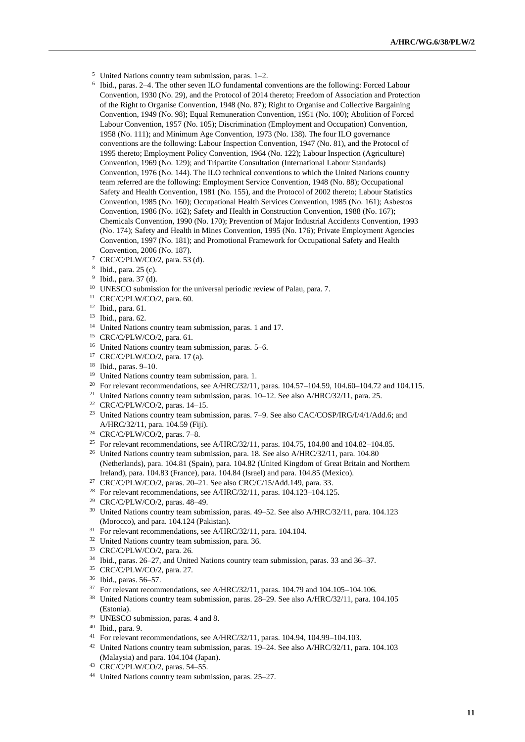[5] United Nations country team submission, paras. 1–2.

[6] Ibid., paras. 2–4. The other seven ILO fundamental conventions are the following: Forced Labour Convention, 1930 (No. 29), and the Protocol of 2014 thereto; Freedom of Association and Protection of the Right to Organise Convention, 1948 (No. 87); Right to Organise and Collective Bargaining Convention, 1949 (No. 98); Equal Remuneration Convention, 1951 (No. 100); Abolition of Forced Labour Convention, 1957 (No. 105); Discrimination (Employment and Occupation) Convention, 1958 (No. 111); and Minimum Age Convention, 1973 (No. 138). The four ILO governance conventions are the following: Labour Inspection Convention, 1947 (No. 81), and the Protocol of 1995 thereto; Employment Policy Convention, 1964 (No. 122); Labour Inspection (Agriculture) Convention, 1969 (No. 129); and Tripartite Consultation (International Labour Standards) Convention, 1976 (No. 144). The ILO technical conventions to which the United Nations country team referred are the following: Employment Service Convention, 1948 (No. 88); Occupational Safety and Health Convention, 1981 (No. 155), and the Protocol of 2002 thereto; Labour Statistics Convention, 1985 (No. 160); Occupational Health Services Convention, 1985 (No. 161); Asbestos Convention, 1986 (No. 162); Safety and Health in Construction Convention, 1988 (No. 167); Chemicals Convention, 1990 (No. 170); Prevention of Major Industrial Accidents Convention, 1993 (No. 174); Safety and Health in Mines Convention, 1995 (No. 176); Private Employment Agencies Convention, 1997 (No. 181); and Promotional Framework for Occupational Safety and Health Convention, 2006 (No. 187).

[7] CRC/C/PLW/CO/2, para. 53 (d).

[8] Ibid., para. 25 (c).

[9] Ibid., para. 37 (d).

[10] UNESCO submission for the universal periodic review of Palau, para. 7.

[11] CRC/C/PLW/CO/2, para. 60.

[12] Ibid., para. 61.

[13] Ibid., para. 62.

[14] United Nations country team submission, paras. 1 and 17.

[15] CRC/C/PLW/CO/2, para. 61.

[16] United Nations country team submission, paras. 5–6.

[17] CRC/C/PLW/CO/2, para. 17 (a).

[18] Ibid., paras. 9–10.

[19] United Nations country team submission, para. 1.

[20] For relevant recommendations, see A/HRC/32/11, paras. 104.57–104.59, 104.60–104.72 and 104.115.

[21] United Nations country team submission, paras. 10–12. See also A/HRC/32/11, para. 25.

[22] CRC/C/PLW/CO/2, paras. 14–15.

[23] United Nations country team submission, paras. 7–9. See also CAC/COSP/IRG/I/4/1/Add.6; and A/HRC/32/11, para. 104.59 (Fiji).

[24] CRC/C/PLW/CO/2, paras. 7–8.

[25] For relevant recommendations, see A/HRC/32/11, paras. 104.75, 104.80 and 104.82–104.85.

[26] United Nations country team submission, para. 18. See also A/HRC/32/11, para. 104.80 (Netherlands), para. 104.81 (Spain), para. 104.82 (United Kingdom of Great Britain and Northern Ireland), para. 104.83 (France), para. 104.84 (Israel) and para. 104.85 (Mexico).

[27] CRC/C/PLW/CO/2, paras. 20–21. See also CRC/C/15/Add.149, para. 33.

[28] For relevant recommendations, see A/HRC/32/11, paras. 104.123–104.125.

[29] CRC/C/PLW/CO/2, paras. 48–49.

[30] United Nations country team submission, paras. 49–52. See also A/HRC/32/11, para. 104.123 (Morocco), and para. 104.124 (Pakistan).

[31] For relevant recommendations, see A/HRC/32/11, para. 104.104.

[32] United Nations country team submission, para. 36.

[33] CRC/C/PLW/CO/2, para. 26.

[34] Ibid., paras. 26–27, and United Nations country team submission, paras. 33 and 36–37.

[35] CRC/C/PLW/CO/2, para. 27.

[36] Ibid., paras. 56–57.

[37] For relevant recommendations, see A/HRC/32/11, paras. 104.79 and 104.105–104.106.

[38] United Nations country team submission, paras. 28–29. See also A/HRC/32/11, para. 104.105 (Estonia).

[39] UNESCO submission, paras. 4 and 8.

[40] Ibid., para. 9.

[41] For relevant recommendations, see A/HRC/32/11, paras. 104.94, 104.99–104.103.

[42] United Nations country team submission, paras. 19–24. See also A/HRC/32/11, para. 104.103 (Malaysia) and para. 104.104 (Japan).

[43] CRC/C/PLW/CO/2, paras. 54–55.

[44] United Nations country team submission, paras. 25–27.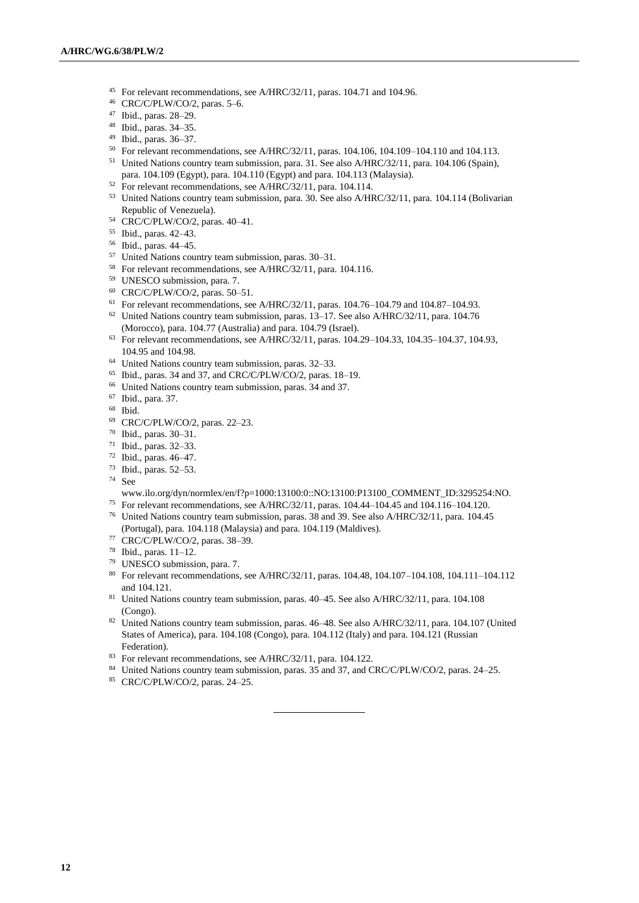[45] For relevant recommendations, see A/HRC/32/11, paras. 104.71 and 104.96.
[46] CRC/C/PLW/CO/2, paras. 5–6.
[47] Ibid., paras. 28–29.
[48] Ibid., paras. 34–35.
[49] Ibid., paras. 36–37.
[50] For relevant recommendations, see A/HRC/32/11, paras. 104.106, 104.109–104.110 and 104.113.
[51] United Nations country team submission, para. 31. See also A/HRC/32/11, para. 104.106 (Spain), para. 104.109 (Egypt), para. 104.110 (Egypt) and para. 104.113 (Malaysia).
[52] For relevant recommendations, see A/HRC/32/11, para. 104.114.
[53] United Nations country team submission, para. 30. See also A/HRC/32/11, para. 104.114 (Bolivarian Republic of Venezuela).
[54] CRC/C/PLW/CO/2, paras. 40–41.
[55] Ibid., paras. 42–43.
[56] Ibid., paras. 44–45.
[57] United Nations country team submission, paras. 30–31.
[58] For relevant recommendations, see A/HRC/32/11, para. 104.116.
[59] UNESCO submission, para. 7.
[60] CRC/C/PLW/CO/2, paras. 50–51.
[61] For relevant recommendations, see A/HRC/32/11, paras. 104.76–104.79 and 104.87–104.93.
[62] United Nations country team submission, paras. 13–17. See also A/HRC/32/11, para. 104.76 (Morocco), para. 104.77 (Australia) and para. 104.79 (Israel).
[63] For relevant recommendations, see A/HRC/32/11, paras. 104.29–104.33, 104.35–104.37, 104.93, 104.95 and 104.98.
[64] United Nations country team submission, paras. 32–33.
[65] Ibid., paras. 34 and 37, and CRC/C/PLW/CO/2, paras. 18–19.
[66] United Nations country team submission, paras. 34 and 37.
[67] Ibid., para. 37.
[68] Ibid.
[69] CRC/C/PLW/CO/2, paras. 22–23.
[70] Ibid., paras. 30–31.
[71] Ibid., paras. 32–33.
[72] Ibid., paras. 46–47.
[73] Ibid., paras. 52–53.
[74] See www.ilo.org/dyn/normlex/en/f?p=1000:13100:0::NO:13100:P13100_COMMENT_ID:3295254:NO.
[75] For relevant recommendations, see A/HRC/32/11, paras. 104.44–104.45 and 104.116–104.120.
[76] United Nations country team submission, paras. 38 and 39. See also A/HRC/32/11, para. 104.45 (Portugal), para. 104.118 (Malaysia) and para. 104.119 (Maldives).
[77] CRC/C/PLW/CO/2, paras. 38–39.
[78] Ibid., paras. 11–12.
[79] UNESCO submission, para. 7.
[80] For relevant recommendations, see A/HRC/32/11, paras. 104.48, 104.107–104.108, 104.111–104.112 and 104.121.
[81] United Nations country team submission, paras. 40–45. See also A/HRC/32/11, para. 104.108 (Congo).
[82] United Nations country team submission, paras. 46–48. See also A/HRC/32/11, para. 104.107 (United States of America), para. 104.108 (Congo), para. 104.112 (Italy) and para. 104.121 (Russian Federation).
[83] For relevant recommendations, see A/HRC/32/11, para. 104.122.
[84] United Nations country team submission, paras. 35 and 37, and CRC/C/PLW/CO/2, paras. 24–25.
[85] CRC/C/PLW/CO/2, paras. 24–25.